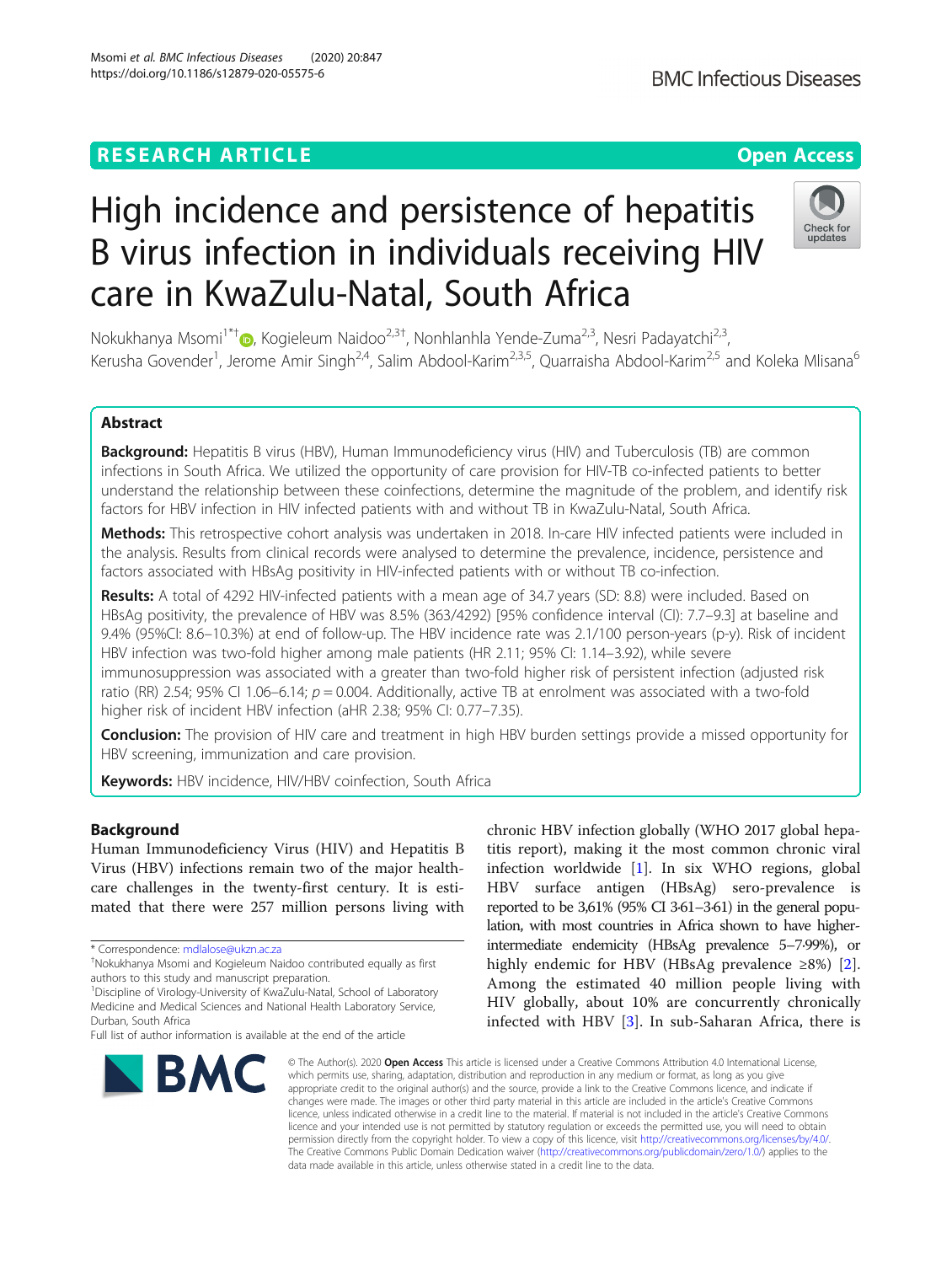# High incidence and persistence of hepatitis B virus infection in individuals receiving HIV care in KwaZulu-Natal, South Africa

Nokukhanya Msomi[1*†], Kogieleum Naidoo[2,3†], Nonhlanhla Yende-Zuma[2,3], Nesri Padayatchi[2,3], Kerusha Govender[1], Jerome Amir Singh[2,4], Salim Abdool-Karim[2,3,5], Quarraisha Abdool-Karim[2,5] and Koleka Mlisana[6]

## Abstract

**Background:** Hepatitis B virus (HBV), Human Immunodeficiency virus (HIV) and Tuberculosis (TB) are common infections in South Africa. We utilized the opportunity of care provision for HIV-TB co-infected patients to better understand the relationship between these coinfections, determine the magnitude of the problem, and identify risk factors for HBV infection in HIV infected patients with and without TB in KwaZulu-Natal, South Africa.

**Methods:** This retrospective cohort analysis was undertaken in 2018. In-care HIV infected patients were included in the analysis. Results from clinical records were analysed to determine the prevalence, incidence, persistence and factors associated with HBsAg positivity in HIV-infected patients with or without TB co-infection.

**Results:** A total of 4292 HIV-infected patients with a mean age of 34.7 years (SD: 8.8) were included. Based on HBsAg positivity, the prevalence of HBV was 8.5% (363/4292) [95% confidence interval (CI): 7.7–9.3] at baseline and 9.4% (95%CI: 8.6–10.3%) at end of follow-up. The HBV incidence rate was 2.1/100 person-years (p-y). Risk of incident HBV infection was two-fold higher among male patients (HR 2.11; 95% CI: 1.14–3.92), while severe immunosuppression was associated with a greater than two-fold higher risk of persistent infection (adjusted risk ratio (RR) 2.54; 95% CI 1.06–6.14; $p = 0.004$. Additionally, active TB at enrolment was associated with a two-fold higher risk of incident HBV infection (aHR 2.38; 95% CI: 0.77–7.35).

**Conclusion:** The provision of HIV care and treatment in high HBV burden settings provide a missed opportunity for HBV screening, immunization and care provision.

**Keywords:** HBV incidence, HIV/HBV coinfection, South Africa

## Background

Human Immunodeficiency Virus (HIV) and Hepatitis B Virus (HBV) infections remain two of the major healthcare challenges in the twenty-first century. It is estimated that there were 257 million persons living with chronic HBV infection globally (WHO 2017 global hepatitis report), making it the most common chronic viral infection worldwide [1]. In six WHO regions, global HBV surface antigen (HBsAg) sero-prevalence is reported to be 3,61% (95% CI 3·61–3·61) in the general population, with most countries in Africa shown to have higher-intermediate endemicity (HBsAg prevalence 5–7·99%), or highly endemic for HBV (HBsAg prevalence ≥8%) [2]. Among the estimated 40 million people living with HIV globally, about 10% are concurrently chronically infected with HBV [3]. In sub-Saharan Africa, there is

* Correspondence: mdlalose@ukzn.ac.za

†Nokukhanya Msomi and Kogieleum Naidoo contributed equally as first authors to this study and manuscript preparation.

[1]Discipline of Virology-University of KwaZulu-Natal, School of Laboratory Medicine and Medical Sciences and National Health Laboratory Service, Durban, South Africa

Full list of author information is available at the end of the article

© The Author(s). 2020 **Open Access** This article is licensed under a Creative Commons Attribution 4.0 International License, which permits use, sharing, adaptation, distribution and reproduction in any medium or format, as long as you give appropriate credit to the original author(s) and the source, provide a link to the Creative Commons licence, and indicate if changes were made. The images or other third party material in this article are included in the article's Creative Commons licence, unless indicated otherwise in a credit line to the material. If material is not included in the article's Creative Commons licence and your intended use is not permitted by statutory regulation or exceeds the permitted use, you will need to obtain permission directly from the copyright holder. To view a copy of this licence, visit http://creativecommons.org/licenses/by/4.0/. The Creative Commons Public Domain Dedication waiver (http://creativecommons.org/publicdomain/zero/1.0/) applies to the data made available in this article, unless otherwise stated in a credit line to the data.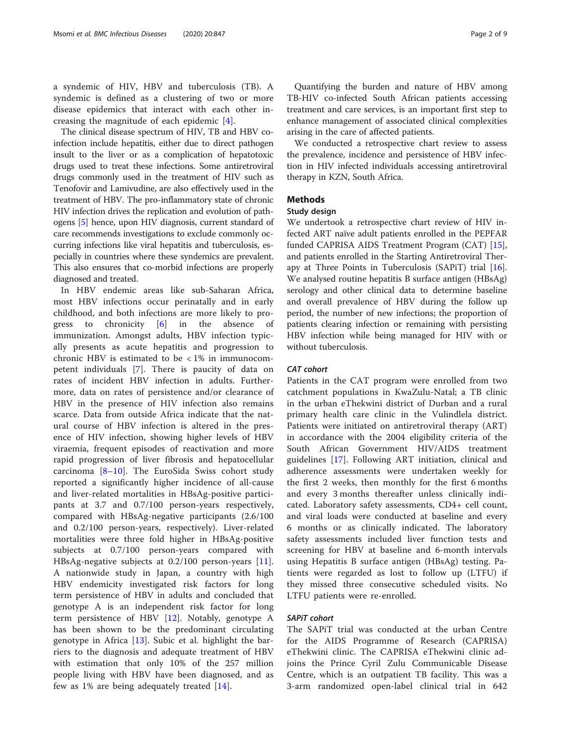a syndemic of HIV, HBV and tuberculosis (TB). A syndemic is defined as a clustering of two or more disease epidemics that interact with each other increasing the magnitude of each epidemic [4].

The clinical disease spectrum of HIV, TB and HBV co-infection include hepatitis, either due to direct pathogen insult to the liver or as a complication of hepatotoxic drugs used to treat these infections. Some antiretroviral drugs commonly used in the treatment of HIV such as Tenofovir and Lamivudine, are also effectively used in the treatment of HBV. The pro-inflammatory state of chronic HIV infection drives the replication and evolution of pathogens [5] hence, upon HIV diagnosis, current standard of care recommends investigations to exclude commonly occurring infections like viral hepatitis and tuberculosis, especially in countries where these syndemics are prevalent. This also ensures that co-morbid infections are properly diagnosed and treated.

In HBV endemic areas like sub-Saharan Africa, most HBV infections occur perinatally and in early childhood, and both infections are more likely to progress to chronicity [6] in the absence of immunization. Amongst adults, HBV infection typically presents as acute hepatitis and progression to chronic HBV is estimated to be < 1% in immunocompetent individuals [7]. There is paucity of data on rates of incident HBV infection in adults. Furthermore, data on rates of persistence and/or clearance of HBV in the presence of HIV infection also remains scarce. Data from outside Africa indicate that the natural course of HBV infection is altered in the presence of HIV infection, showing higher levels of HBV viraemia, frequent episodes of reactivation and more rapid progression of liver fibrosis and hepatocellular carcinoma [8–10]. The EuroSida Swiss cohort study reported a significantly higher incidence of all-cause and liver-related mortalities in HBsAg-positive participants at 3.7 and 0.7/100 person-years respectively, compared with HBsAg-negative participants (2.6/100 and 0.2/100 person-years, respectively). Liver-related mortalities were three fold higher in HBsAg-positive subjects at 0.7/100 person-years compared with HBsAg-negative subjects at 0.2/100 person-years [11]. A nationwide study in Japan, a country with high HBV endemicity investigated risk factors for long term persistence of HBV in adults and concluded that genotype A is an independent risk factor for long term persistence of HBV [12]. Notably, genotype A has been shown to be the predominant circulating genotype in Africa [13]. Subic et al. highlight the barriers to the diagnosis and adequate treatment of HBV with estimation that only 10% of the 257 million people living with HBV have been diagnosed, and as few as 1% are being adequately treated [14].

Quantifying the burden and nature of HBV among TB-HIV co-infected South African patients accessing treatment and care services, is an important first step to enhance management of associated clinical complexities arising in the care of affected patients.

We conducted a retrospective chart review to assess the prevalence, incidence and persistence of HBV infection in HIV infected individuals accessing antiretroviral therapy in KZN, South Africa.

## Methods

### Study design

We undertook a retrospective chart review of HIV infected ART naïve adult patients enrolled in the PEPFAR funded CAPRISA AIDS Treatment Program (CAT) [15], and patients enrolled in the Starting Antiretroviral Therapy at Three Points in Tuberculosis (SAPiT) trial [16]. We analysed routine hepatitis B surface antigen (HBsAg) serology and other clinical data to determine baseline and overall prevalence of HBV during the follow up period, the number of new infections; the proportion of patients clearing infection or remaining with persisting HBV infection while being managed for HIV with or without tuberculosis.

#### *CAT cohort*

Patients in the CAT program were enrolled from two catchment populations in KwaZulu-Natal; a TB clinic in the urban eThekwini district of Durban and a rural primary health care clinic in the Vulindlela district. Patients were initiated on antiretroviral therapy (ART) in accordance with the 2004 eligibility criteria of the South African Government HIV/AIDS treatment guidelines [17]. Following ART initiation, clinical and adherence assessments were undertaken weekly for the first 2 weeks, then monthly for the first 6 months and every 3 months thereafter unless clinically indicated. Laboratory safety assessments, CD4+ cell count, and viral loads were conducted at baseline and every 6 months or as clinically indicated. The laboratory safety assessments included liver function tests and screening for HBV at baseline and 6-month intervals using Hepatitis B surface antigen (HBsAg) testing. Patients were regarded as lost to follow up (LTFU) if they missed three consecutive scheduled visits. No LTFU patients were re-enrolled.

#### *SAPiT cohort*

The SAPiT trial was conducted at the urban Centre for the AIDS Programme of Research (CAPRISA) eThekwini clinic. The CAPRISA eThekwini clinic adjoins the Prince Cyril Zulu Communicable Disease Centre, which is an outpatient TB facility. This was a 3-arm randomized open-label clinical trial in 642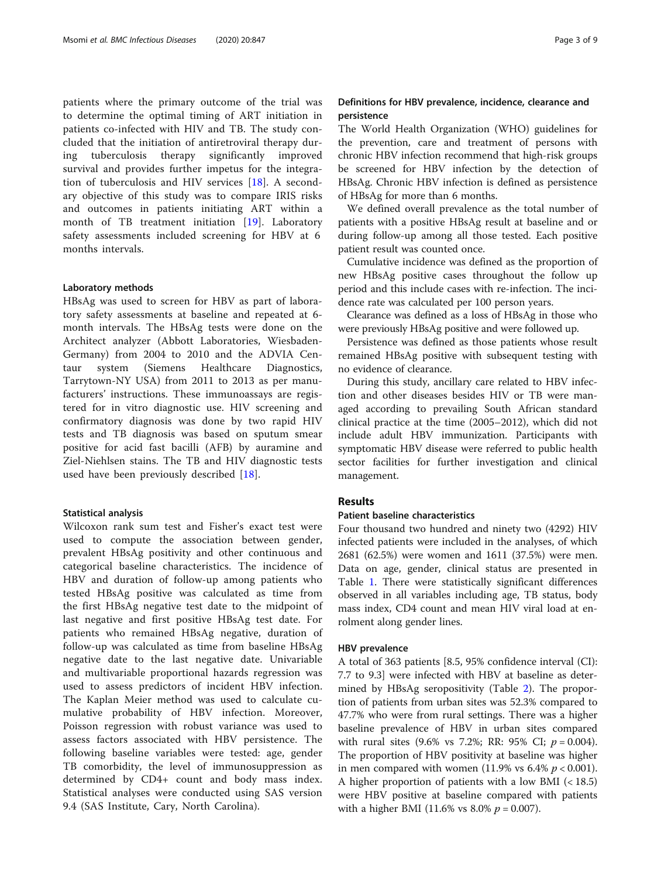patients where the primary outcome of the trial was to determine the optimal timing of ART initiation in patients co-infected with HIV and TB. The study concluded that the initiation of antiretroviral therapy during tuberculosis therapy significantly improved survival and provides further impetus for the integration of tuberculosis and HIV services [18]. A secondary objective of this study was to compare IRIS risks and outcomes in patients initiating ART within a month of TB treatment initiation [19]. Laboratory safety assessments included screening for HBV at 6 months intervals.

### Laboratory methods

HBsAg was used to screen for HBV as part of laboratory safety assessments at baseline and repeated at 6-month intervals. The HBsAg tests were done on the Architect analyzer (Abbott Laboratories, Wiesbaden-Germany) from 2004 to 2010 and the ADVIA Centaur system (Siemens Healthcare Diagnostics, Tarrytown-NY USA) from 2011 to 2013 as per manufacturers' instructions. These immunoassays are registered for in vitro diagnostic use. HIV screening and confirmatory diagnosis was done by two rapid HIV tests and TB diagnosis was based on sputum smear positive for acid fast bacilli (AFB) by auramine and Ziel-Niehlsen stains. The TB and HIV diagnostic tests used have been previously described [18].

### Statistical analysis

Wilcoxon rank sum test and Fisher's exact test were used to compute the association between gender, prevalent HBsAg positivity and other continuous and categorical baseline characteristics. The incidence of HBV and duration of follow-up among patients who tested HBsAg positive was calculated as time from the first HBsAg negative test date to the midpoint of last negative and first positive HBsAg test date. For patients who remained HBsAg negative, duration of follow-up was calculated as time from baseline HBsAg negative date to the last negative date. Univariable and multivariable proportional hazards regression was used to assess predictors of incident HBV infection. The Kaplan Meier method was used to calculate cumulative probability of HBV infection. Moreover, Poisson regression with robust variance was used to assess factors associated with HBV persistence. The following baseline variables were tested: age, gender TB comorbidity, the level of immunosuppression as determined by CD4+ count and body mass index. Statistical analyses were conducted using SAS version 9.4 (SAS Institute, Cary, North Carolina).

### Definitions for HBV prevalence, incidence, clearance and persistence

The World Health Organization (WHO) guidelines for the prevention, care and treatment of persons with chronic HBV infection recommend that high-risk groups be screened for HBV infection by the detection of HBsAg. Chronic HBV infection is defined as persistence of HBsAg for more than 6 months.

We defined overall prevalence as the total number of patients with a positive HBsAg result at baseline and or during follow-up among all those tested. Each positive patient result was counted once.

Cumulative incidence was defined as the proportion of new HBsAg positive cases throughout the follow up period and this include cases with re-infection. The incidence rate was calculated per 100 person years.

Clearance was defined as a loss of HBsAg in those who were previously HBsAg positive and were followed up.

Persistence was defined as those patients whose result remained HBsAg positive with subsequent testing with no evidence of clearance.

During this study, ancillary care related to HBV infection and other diseases besides HIV or TB were managed according to prevailing South African standard clinical practice at the time (2005–2012), which did not include adult HBV immunization. Participants with symptomatic HBV disease were referred to public health sector facilities for further investigation and clinical management.

## Results

### Patient baseline characteristics

Four thousand two hundred and ninety two (4292) HIV infected patients were included in the analyses, of which 2681 (62.5%) were women and 1611 (37.5%) were men. Data on age, gender, clinical status are presented in Table 1. There were statistically significant differences observed in all variables including age, TB status, body mass index, CD4 count and mean HIV viral load at enrolment along gender lines.

### HBV prevalence

A total of 363 patients [8.5, 95% confidence interval (CI): 7.7 to 9.3] were infected with HBV at baseline as determined by HBsAg seropositivity (Table 2). The proportion of patients from urban sites was 52.3% compared to 47.7% who were from rural settings. There was a higher baseline prevalence of HBV in urban sites compared with rural sites (9.6% vs 7.2%; RR: 95% CI; $p = 0.004$). The proportion of HBV positivity at baseline was higher in men compared with women (11.9% vs 6.4% $p < 0.001$). A higher proportion of patients with a low BMI (< 18.5) were HBV positive at baseline compared with patients with a higher BMI (11.6% vs 8.0% $p = 0.007$).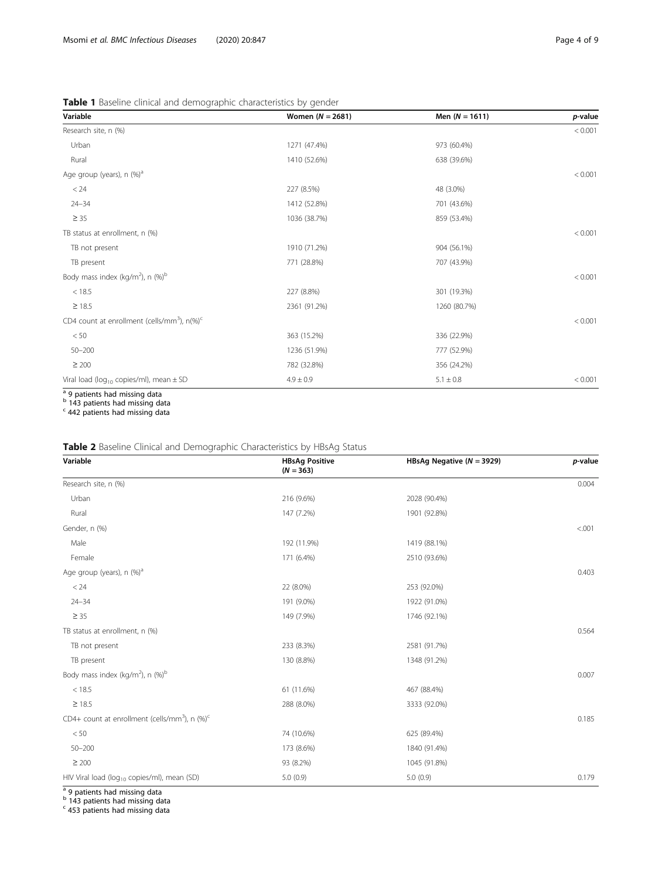**Table 1** Baseline clinical and demographic characteristics by gender

| Variable | Women ($N = 2681$) | Men ($N = 1611$) | *p*-value |
|---|---|---|---|
| Research site, n (%) | | | < 0.001 |
| Urban | 1271 (47.4%) | 973 (60.4%) | |
| Rural | 1410 (52.6%) | 638 (39.6%) | |
| Age group (years), n (%)[a] | | | < 0.001 |
| < 24 | 227 (8.5%) | 48 (3.0%) | |
| 24–34 | 1412 (52.8%) | 701 (43.6%) | |
| ≥ 35 | 1036 (38.7%) | 859 (53.4%) | |
| TB status at enrollment, n (%) | | | < 0.001 |
| TB not present | 1910 (71.2%) | 904 (56.1%) | |
| TB present | 771 (28.8%) | 707 (43.9%) | |
| Body mass index (kg/m$^2$), n (%)[b] | | | < 0.001 |
| < 18.5 | 227 (8.8%) | 301 (19.3%) | |
| ≥ 18.5 | 2361 (91.2%) | 1260 (80.7%) | |
| CD4 count at enrollment (cells/mm$^3$), n(%)[c] | | | < 0.001 |
| < 50 | 363 (15.2%) | 336 (22.9%) | |
| 50–200 | 1236 (51.9%) | 777 (52.9%) | |
| ≥ 200 | 782 (32.8%) | 356 (24.2%) | |
| Viral load ($\log_{10}$ copies/ml), mean ± SD | 4.9 ± 0.9 | 5.1 ± 0.8 | < 0.001 |

[a] 9 patients had missing data
[b] 143 patients had missing data
[c] 442 patients had missing data

**Table 2** Baseline Clinical and Demographic Characteristics by HBsAg Status

| Variable | HBsAg Positive ($N = 363$) | HBsAg Negative ($N = 3929$) | *p*-value |
|---|---|---|---|
| Research site, n (%) | | | 0.004 |
| Urban | 216 (9.6%) | 2028 (90.4%) | |
| Rural | 147 (7.2%) | 1901 (92.8%) | |
| Gender, n (%) | | | <.001 |
| Male | 192 (11.9%) | 1419 (88.1%) | |
| Female | 171 (6.4%) | 2510 (93.6%) | |
| Age group (years), n (%)[a] | | | 0.403 |
| < 24 | 22 (8.0%) | 253 (92.0%) | |
| 24–34 | 191 (9.0%) | 1922 (91.0%) | |
| ≥ 35 | 149 (7.9%) | 1746 (92.1%) | |
| TB status at enrollment, n (%) | | | 0.564 |
| TB not present | 233 (8.3%) | 2581 (91.7%) | |
| TB present | 130 (8.8%) | 1348 (91.2%) | |
| Body mass index (kg/m$^2$), n (%)[b] | | | 0.007 |
| < 18.5 | 61 (11.6%) | 467 (88.4%) | |
| ≥ 18.5 | 288 (8.0%) | 3333 (92.0%) | |
| CD4+ count at enrollment (cells/mm$^3$), n (%)[c] | | | 0.185 |
| < 50 | 74 (10.6%) | 625 (89.4%) | |
| 50–200 | 173 (8.6%) | 1840 (91.4%) | |
| ≥ 200 | 93 (8.2%) | 1045 (91.8%) | |
| HIV Viral load ($\log_{10}$ copies/ml), mean (SD) | 5.0 (0.9) | 5.0 (0.9) | 0.179 |

[a] 9 patients had missing data
[b] 143 patients had missing data
[c] 453 patients had missing data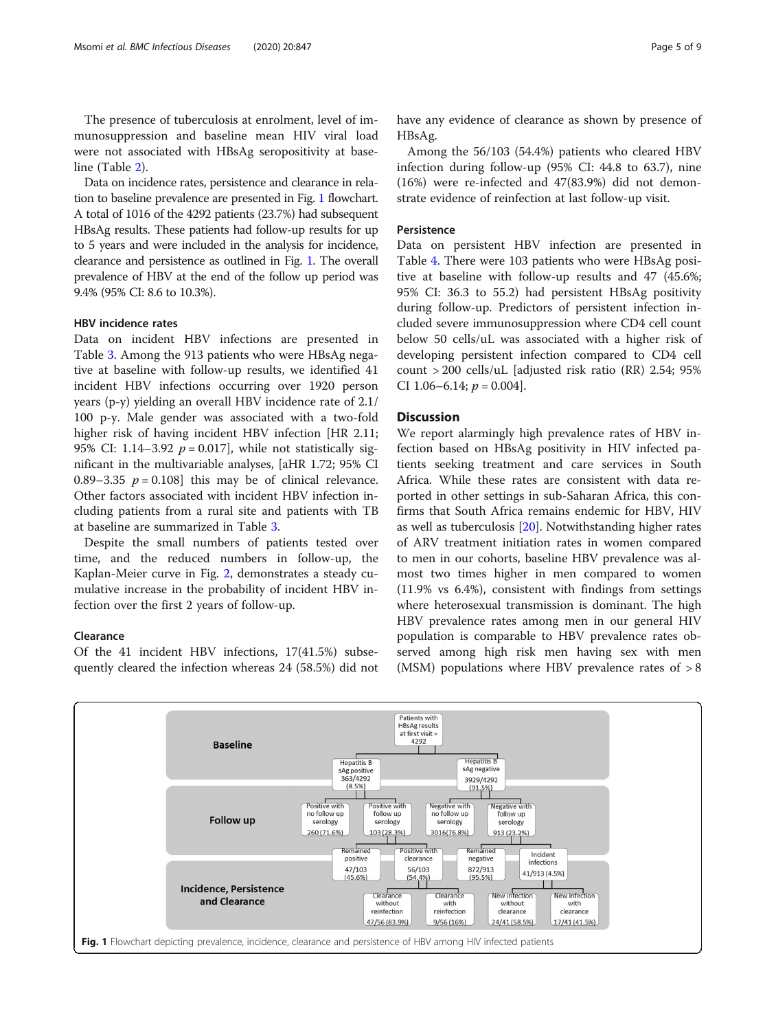The presence of tuberculosis at enrolment, level of immunosuppression and baseline mean HIV viral load were not associated with HBsAg seropositivity at baseline (Table 2).

Data on incidence rates, persistence and clearance in relation to baseline prevalence are presented in Fig. 1 flowchart. A total of 1016 of the 4292 patients (23.7%) had subsequent HBsAg results. These patients had follow-up results for up to 5 years and were included in the analysis for incidence, clearance and persistence as outlined in Fig. 1. The overall prevalence of HBV at the end of the follow up period was 9.4% (95% CI: 8.6 to 10.3%).

### HBV incidence rates

Data on incident HBV infections are presented in Table 3. Among the 913 patients who were HBsAg negative at baseline with follow-up results, we identified 41 incident HBV infections occurring over 1920 person years (p-y) yielding an overall HBV incidence rate of 2.1/100 p-y. Male gender was associated with a two-fold higher risk of having incident HBV infection [HR 2.11; 95% CI: 1.14–3.92 $p = 0.017$], while not statistically significant in the multivariable analyses, [aHR 1.72; 95% CI 0.89–3.35 $p = 0.108$] this may be of clinical relevance. Other factors associated with incident HBV infection including patients from a rural site and patients with TB at baseline are summarized in Table 3.

Despite the small numbers of patients tested over time, and the reduced numbers in follow-up, the Kaplan-Meier curve in Fig. 2, demonstrates a steady cumulative increase in the probability of incident HBV infection over the first 2 years of follow-up.

### Clearance

Of the 41 incident HBV infections, 17(41.5%) subsequently cleared the infection whereas 24 (58.5%) did not have any evidence of clearance as shown by presence of HBsAg.

Among the 56/103 (54.4%) patients who cleared HBV infection during follow-up (95% CI: 44.8 to 63.7), nine (16%) were re-infected and 47(83.9%) did not demonstrate evidence of reinfection at last follow-up visit.

### Persistence

Data on persistent HBV infection are presented in Table 4. There were 103 patients who were HBsAg positive at baseline with follow-up results and 47 (45.6%; 95% CI: 36.3 to 55.2) had persistent HBsAg positivity during follow-up. Predictors of persistent infection included severe immunosuppression where CD4 cell count below 50 cells/uL was associated with a higher risk of developing persistent infection compared to CD4 cell count > 200 cells/uL [adjusted risk ratio (RR) 2.54; 95% CI 1.06–6.14; $p = 0.004$].

## Discussion

We report alarmingly high prevalence rates of HBV infection based on HBsAg positivity in HIV infected patients seeking treatment and care services in South Africa. While these rates are consistent with data reported in other settings in sub-Saharan Africa, this confirms that South Africa remains endemic for HBV, HIV as well as tuberculosis [20]. Notwithstanding higher rates of ARV treatment initiation rates in women compared to men in our cohorts, baseline HBV prevalence was almost two times higher in men compared to women (11.9% vs 6.4%), consistent with findings from settings where heterosexual transmission is dominant. The high HBV prevalence rates among men in our general HIV population is comparable to HBV prevalence rates observed among high risk men having sex with men (MSM) populations where HBV prevalence rates of > 8

**Baseline**

- Patients with HBsAg results at first visit = 4292
  - Hepatitis B sAg positive 363/4292 (8.5%)
  - Hepatitis B sAg negative 3929/4292 (91.5%)

**Follow up**

- Hepatitis B sAg positive:
  - Positive with no follow up serology 260 (71.6%)
  - Positive with follow up serology 103 (28.3%)
- Hepatitis B sAg negative:
  - Negative with no follow up serology 3016(76.8%)
  - Negative with follow up serology 913 (23.2%)

**Incidence, Persistence and Clearance**

- Positive with follow up serology:
  - Remained positive 47/103 (45.6%)
  - Positive with clearance 56/103 (54.4%)
    - Clearance without reinfection 47/56 (83.9%)
    - Clearance with reinfection 9/56 (16%)
- Negative with follow up serology:
  - Remained negative 872/913 (95.5%)
  - Incident infections 41/913 (4.5%)
    - New infection without clearance 24/41 (58.5%)
    - New infection with clearance 17/41 (41.5%)

**Fig. 1** Flowchart depicting prevalence, incidence, clearance and persistence of HBV among HIV infected patients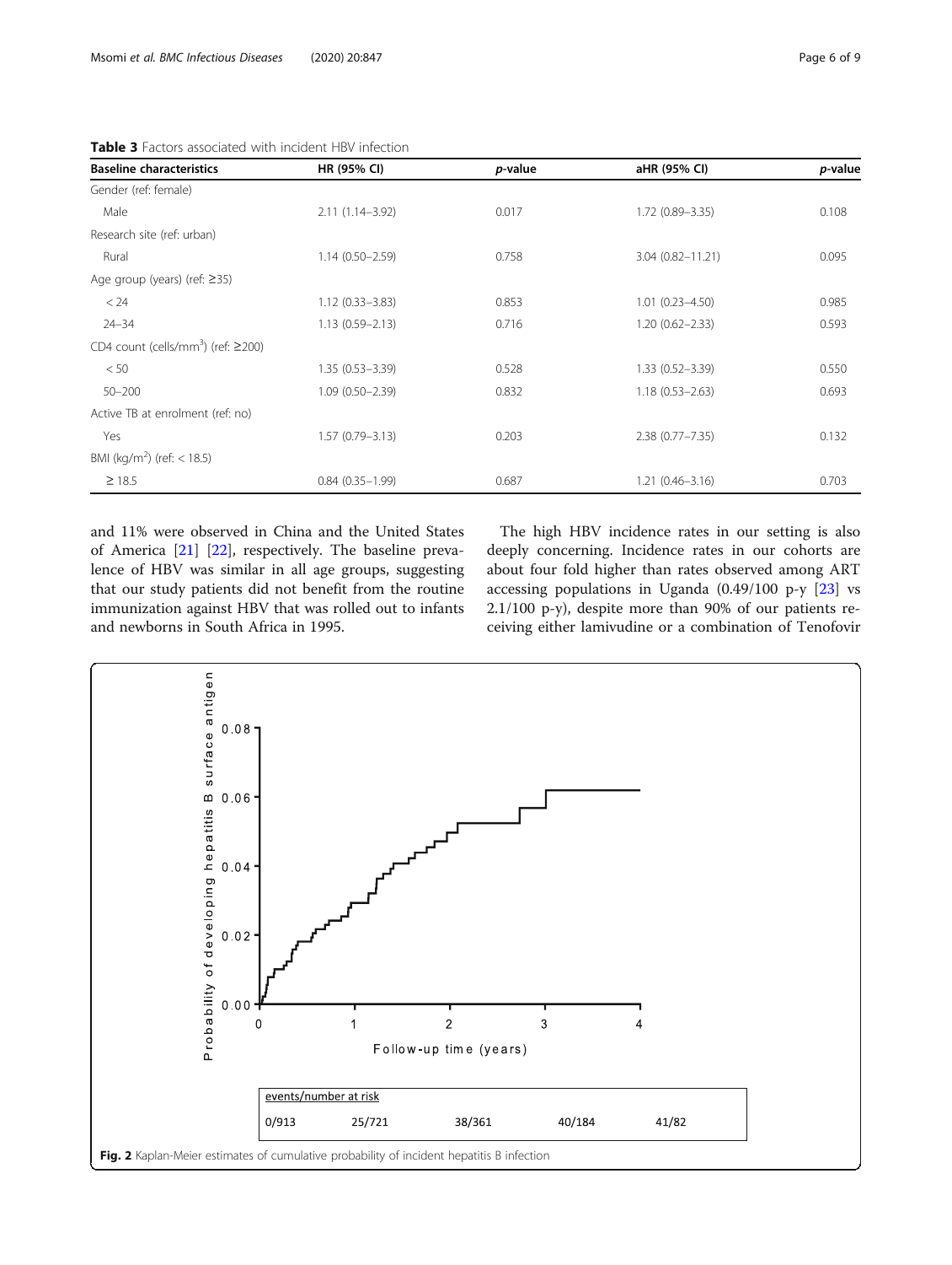**Table 3** Factors associated with incident HBV infection

| Baseline characteristics | HR (95% CI) | *p*-value | aHR (95% CI) | *p*-value |
|---|---|---|---|---|
| Gender (ref: female) | | | | |
| Male | 2.11 (1.14–3.92) | 0.017 | 1.72 (0.89–3.35) | 0.108 |
| Research site (ref: urban) | | | | |
| Rural | 1.14 (0.50–2.59) | 0.758 | 3.04 (0.82–11.21) | 0.095 |
| Age group (years) (ref: ≥35) | | | | |
| < 24 | 1.12 (0.33–3.83) | 0.853 | 1.01 (0.23–4.50) | 0.985 |
| 24–34 | 1.13 (0.59–2.13) | 0.716 | 1.20 (0.62–2.33) | 0.593 |
| CD4 count (cells/mm$^3$) (ref: ≥200) | | | | |
| < 50 | 1.35 (0.53–3.39) | 0.528 | 1.33 (0.52–3.39) | 0.550 |
| 50–200 | 1.09 (0.50–2.39) | 0.832 | 1.18 (0.53–2.63) | 0.693 |
| Active TB at enrolment (ref: no) | | | | |
| Yes | 1.57 (0.79–3.13) | 0.203 | 2.38 (0.77–7.35) | 0.132 |
| BMI (kg/m$^2$) (ref: < 18.5) | | | | |
| ≥ 18.5 | 0.84 (0.35–1.99) | 0.687 | 1.21 (0.46–3.16) | 0.703 |

and 11% were observed in China and the United States of America [21] [22], respectively. The baseline prevalence of HBV was similar in all age groups, suggesting that our study patients did not benefit from the routine immunization against HBV that was rolled out to infants and newborns in South Africa in 1995.

The high HBV incidence rates in our setting is also deeply concerning. Incidence rates in our cohorts are about four fold higher than rates observed among ART accessing populations in Uganda (0.49/100 p-y [23] vs 2.1/100 p-y), despite more than 90% of our patients receiving either lamivudine or a combination of Tenofovir

| events/number at risk | | | | |
|---|---|---|---|---|
| 0/913 | 25/721 | 38/361 | 40/184 | 41/82 |

**Fig. 2** Kaplan-Meier estimates of cumulative probability of incident hepatitis B infection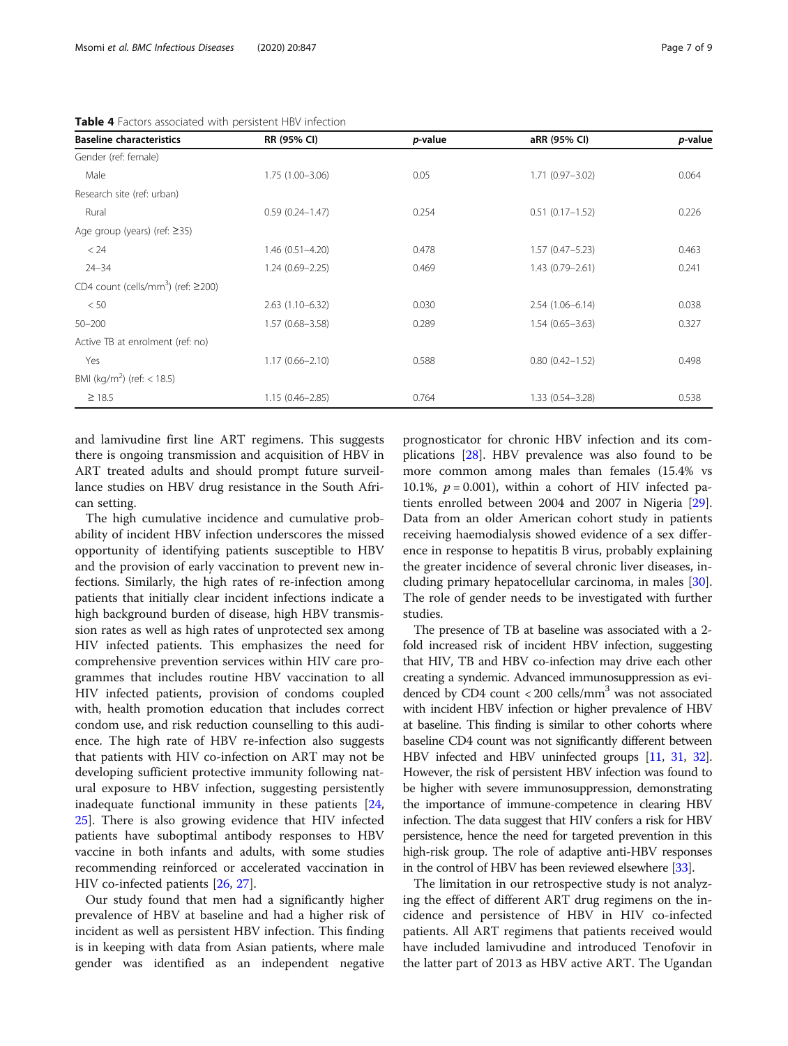**Table 4** Factors associated with persistent HBV infection

| Baseline characteristics | RR (95% CI) | *p*-value | aRR (95% CI) | *p*-value |
|---|---|---|---|---|
| Gender (ref: female) | | | | |
| Male | 1.75 (1.00–3.06) | 0.05 | 1.71 (0.97–3.02) | 0.064 |
| Research site (ref: urban) | | | | |
| Rural | 0.59 (0.24–1.47) | 0.254 | 0.51 (0.17–1.52) | 0.226 |
| Age group (years) (ref: ≥35) | | | | |
| < 24 | 1.46 (0.51–4.20) | 0.478 | 1.57 (0.47–5.23) | 0.463 |
| 24–34 | 1.24 (0.69–2.25) | 0.469 | 1.43 (0.79–2.61) | 0.241 |
| CD4 count (cells/mm$^3$) (ref: ≥200) | | | | |
| < 50 | 2.63 (1.10–6.32) | 0.030 | 2.54 (1.06–6.14) | 0.038 |
| 50–200 | 1.57 (0.68–3.58) | 0.289 | 1.54 (0.65–3.63) | 0.327 |
| Active TB at enrolment (ref: no) | | | | |
| Yes | 1.17 (0.66–2.10) | 0.588 | 0.80 (0.42–1.52) | 0.498 |
| BMI (kg/m$^2$) (ref: < 18.5) | | | | |
| ≥ 18.5 | 1.15 (0.46–2.85) | 0.764 | 1.33 (0.54–3.28) | 0.538 |

and lamivudine first line ART regimens. This suggests there is ongoing transmission and acquisition of HBV in ART treated adults and should prompt future surveillance studies on HBV drug resistance in the South African setting.

The high cumulative incidence and cumulative probability of incident HBV infection underscores the missed opportunity of identifying patients susceptible to HBV and the provision of early vaccination to prevent new infections. Similarly, the high rates of re-infection among patients that initially clear incident infections indicate a high background burden of disease, high HBV transmission rates as well as high rates of unprotected sex among HIV infected patients. This emphasizes the need for comprehensive prevention services within HIV care programmes that includes routine HBV vaccination to all HIV infected patients, provision of condoms coupled with, health promotion education that includes correct condom use, and risk reduction counselling to this audience. The high rate of HBV re-infection also suggests that patients with HIV co-infection on ART may not be developing sufficient protective immunity following natural exposure to HBV infection, suggesting persistently inadequate functional immunity in these patients [24, 25]. There is also growing evidence that HIV infected patients have suboptimal antibody responses to HBV vaccine in both infants and adults, with some studies recommending reinforced or accelerated vaccination in HIV co-infected patients [26, 27].

Our study found that men had a significantly higher prevalence of HBV at baseline and had a higher risk of incident as well as persistent HBV infection. This finding is in keeping with data from Asian patients, where male gender was identified as an independent negative prognosticator for chronic HBV infection and its complications [28]. HBV prevalence was also found to be more common among males than females (15.4% vs 10.1%, $p = 0.001$), within a cohort of HIV infected patients enrolled between 2004 and 2007 in Nigeria [29]. Data from an older American cohort study in patients receiving haemodialysis showed evidence of a sex difference in response to hepatitis B virus, probably explaining the greater incidence of several chronic liver diseases, including primary hepatocellular carcinoma, in males [30]. The role of gender needs to be investigated with further studies.

The presence of TB at baseline was associated with a 2-fold increased risk of incident HBV infection, suggesting that HIV, TB and HBV co-infection may drive each other creating a syndemic. Advanced immunosuppression as evidenced by CD4 count < 200 cells/mm$^3$ was not associated with incident HBV infection or higher prevalence of HBV at baseline. This finding is similar to other cohorts where baseline CD4 count was not significantly different between HBV infected and HBV uninfected groups [11, 31, 32]. However, the risk of persistent HBV infection was found to be higher with severe immunosuppression, demonstrating the importance of immune-competence in clearing HBV infection. The data suggest that HIV confers a risk for HBV persistence, hence the need for targeted prevention in this high-risk group. The role of adaptive anti-HBV responses in the control of HBV has been reviewed elsewhere [33].

The limitation in our retrospective study is not analyzing the effect of different ART drug regimens on the incidence and persistence of HBV in HIV co-infected patients. All ART regimens that patients received would have included lamivudine and introduced Tenofovir in the latter part of 2013 as HBV active ART. The Ugandan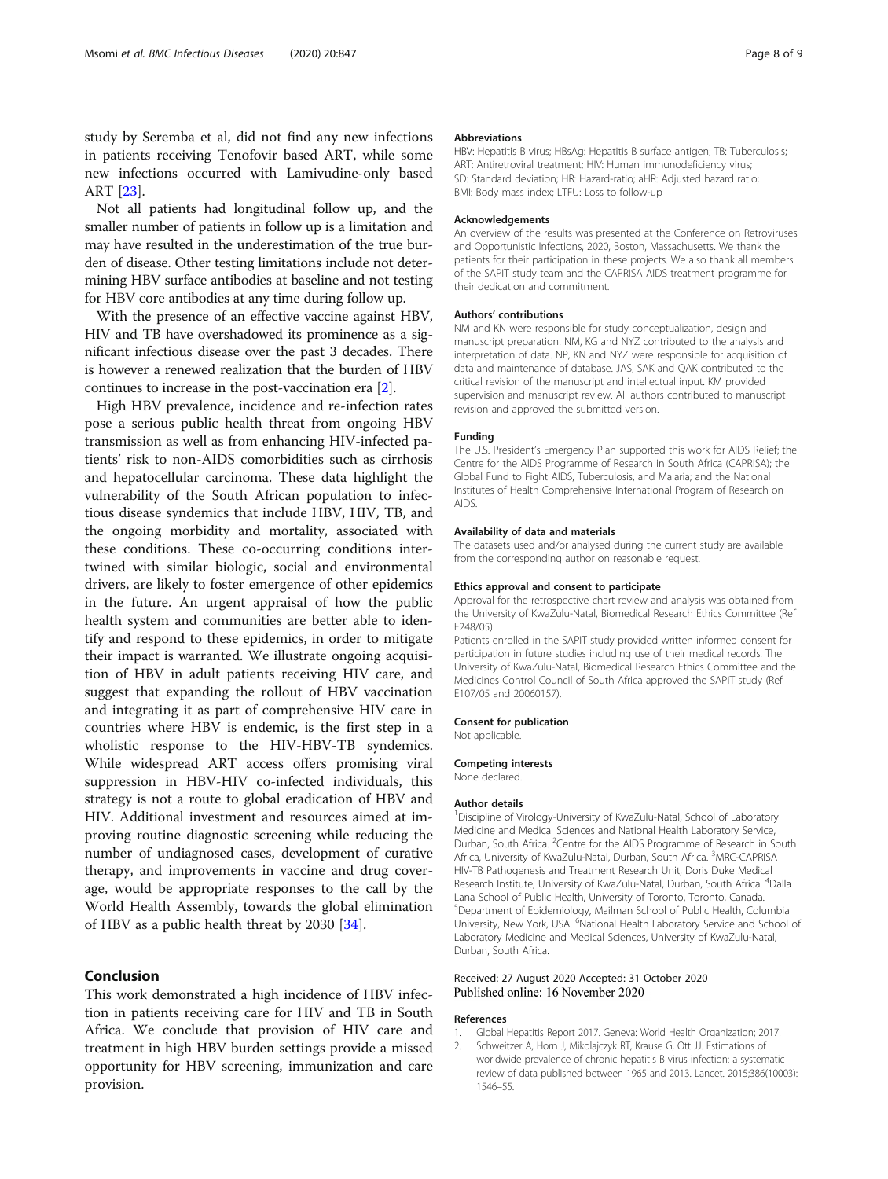study by Seremba et al, did not find any new infections in patients receiving Tenofovir based ART, while some new infections occurred with Lamivudine-only based ART [23].

Not all patients had longitudinal follow up, and the smaller number of patients in follow up is a limitation and may have resulted in the underestimation of the true burden of disease. Other testing limitations include not determining HBV surface antibodies at baseline and not testing for HBV core antibodies at any time during follow up.

With the presence of an effective vaccine against HBV, HIV and TB have overshadowed its prominence as a significant infectious disease over the past 3 decades. There is however a renewed realization that the burden of HBV continues to increase in the post-vaccination era [2].

High HBV prevalence, incidence and re-infection rates pose a serious public health threat from ongoing HBV transmission as well as from enhancing HIV-infected patients' risk to non-AIDS comorbidities such as cirrhosis and hepatocellular carcinoma. These data highlight the vulnerability of the South African population to infectious disease syndemics that include HBV, HIV, TB, and the ongoing morbidity and mortality, associated with these conditions. These co-occurring conditions intertwined with similar biologic, social and environmental drivers, are likely to foster emergence of other epidemics in the future. An urgent appraisal of how the public health system and communities are better able to identify and respond to these epidemics, in order to mitigate their impact is warranted. We illustrate ongoing acquisition of HBV in adult patients receiving HIV care, and suggest that expanding the rollout of HBV vaccination and integrating it as part of comprehensive HIV care in countries where HBV is endemic, is the first step in a wholistic response to the HIV-HBV-TB syndemics. While widespread ART access offers promising viral suppression in HBV-HIV co-infected individuals, this strategy is not a route to global eradication of HBV and HIV. Additional investment and resources aimed at improving routine diagnostic screening while reducing the number of undiagnosed cases, development of curative therapy, and improvements in vaccine and drug coverage, would be appropriate responses to the call by the World Health Assembly, towards the global elimination of HBV as a public health threat by 2030 [34].

## Conclusion

This work demonstrated a high incidence of HBV infection in patients receiving care for HIV and TB in South Africa. We conclude that provision of HIV care and treatment in high HBV burden settings provide a missed opportunity for HBV screening, immunization and care provision.

#### Abbreviations

HBV: Hepatitis B virus; HBsAg: Hepatitis B surface antigen; TB: Tuberculosis; ART: Antiretroviral treatment; HIV: Human immunodeficiency virus; SD: Standard deviation; HR: Hazard-ratio; aHR: Adjusted hazard ratio; BMI: Body mass index; LTFU: Loss to follow-up

#### Acknowledgements

An overview of the results was presented at the Conference on Retroviruses and Opportunistic Infections, 2020, Boston, Massachusetts. We thank the patients for their participation in these projects. We also thank all members of the SAPIT study team and the CAPRISA AIDS treatment programme for their dedication and commitment.

#### Authors' contributions

NM and KN were responsible for study conceptualization, design and manuscript preparation. NM, KG and NYZ contributed to the analysis and interpretation of data. NP, KN and NYZ were responsible for acquisition of data and maintenance of database. JAS, SAK and QAK contributed to the critical revision of the manuscript and intellectual input. KM provided supervision and manuscript review. All authors contributed to manuscript revision and approved the submitted version.

#### Funding

The U.S. President's Emergency Plan supported this work for AIDS Relief; the Centre for the AIDS Programme of Research in South Africa (CAPRISA); the Global Fund to Fight AIDS, Tuberculosis, and Malaria; and the National Institutes of Health Comprehensive International Program of Research on AIDS.

#### Availability of data and materials

The datasets used and/or analysed during the current study are available from the corresponding author on reasonable request.

#### Ethics approval and consent to participate

Approval for the retrospective chart review and analysis was obtained from the University of KwaZulu-Natal, Biomedical Research Ethics Committee (Ref E248/05).

Patients enrolled in the SAPIT study provided written informed consent for participation in future studies including use of their medical records. The University of KwaZulu-Natal, Biomedical Research Ethics Committee and the Medicines Control Council of South Africa approved the SAPiT study (Ref E107/05 and 20060157).

#### Consent for publication

Not applicable.

#### Competing interests

None declared.

#### Author details

[1]Discipline of Virology-University of KwaZulu-Natal, School of Laboratory Medicine and Medical Sciences and National Health Laboratory Service, Durban, South Africa. [2]Centre for the AIDS Programme of Research in South Africa, University of KwaZulu-Natal, Durban, South Africa. [3]MRC-CAPRISA HIV-TB Pathogenesis and Treatment Research Unit, Doris Duke Medical Research Institute, University of KwaZulu-Natal, Durban, South Africa. [4]Dalla Lana School of Public Health, University of Toronto, Toronto, Canada. [5]Department of Epidemiology, Mailman School of Public Health, Columbia University, New York, USA. [6]National Health Laboratory Service and School of Laboratory Medicine and Medical Sciences, University of KwaZulu-Natal, Durban, South Africa.

Received: 27 August 2020 Accepted: 31 October 2020
Published online: 16 November 2020

#### References

1. Global Hepatitis Report 2017. Geneva: World Health Organization; 2017.
2. Schweitzer A, Horn J, Mikolajczyk RT, Krause G, Ott JJ. Estimations of worldwide prevalence of chronic hepatitis B virus infection: a systematic review of data published between 1965 and 2013. Lancet. 2015;386(10003): 1546–55.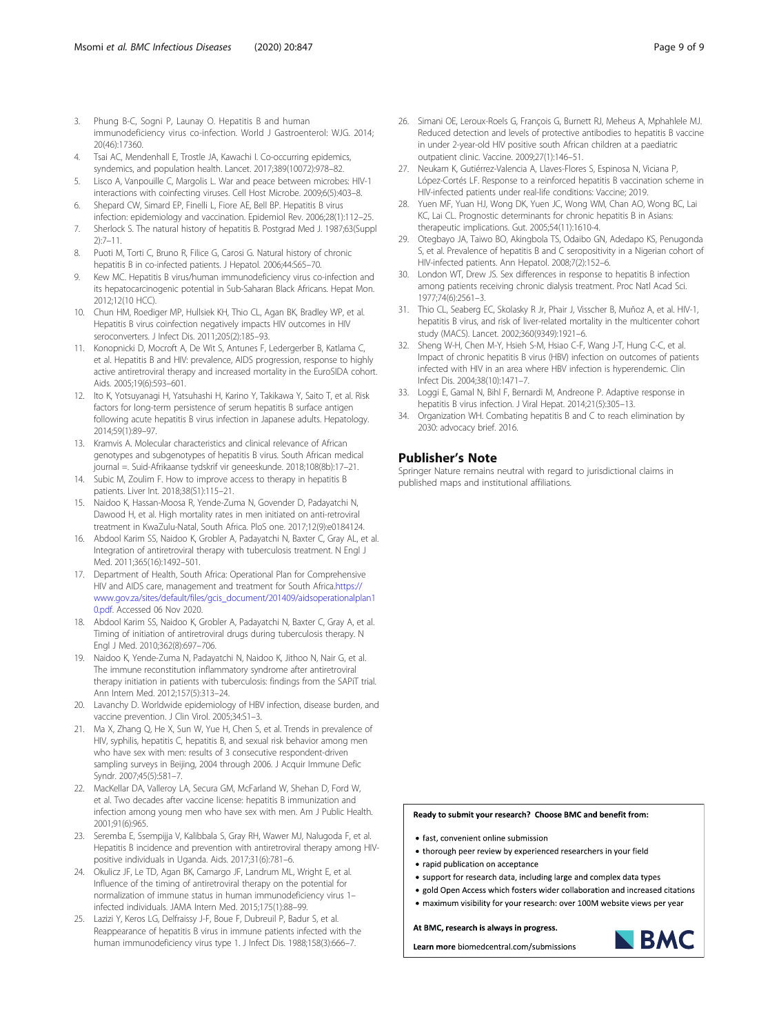3. Phung B-C, Sogni P, Launay O. Hepatitis B and human immunodeficiency virus co-infection. World J Gastroenterol: WJG. 2014; 20(46):17360.
4. Tsai AC, Mendenhall E, Trostle JA, Kawachi I. Co-occurring epidemics, syndemics, and population health. Lancet. 2017;389(10072):978–82.
5. Lisco A, Vanpouille C, Margolis L. War and peace between microbes: HIV-1 interactions with coinfecting viruses. Cell Host Microbe. 2009;6(5):403–8.
6. Shepard CW, Simard EP, Finelli L, Fiore AE, Bell BP. Hepatitis B virus infection: epidemiology and vaccination. Epidemiol Rev. 2006;28(1):112–25.
7. Sherlock S. The natural history of hepatitis B. Postgrad Med J. 1987;63(Suppl 2):7–11.
8. Puoti M, Torti C, Bruno R, Filice G, Carosi G. Natural history of chronic hepatitis B in co-infected patients. J Hepatol. 2006;44:S65–70.
9. Kew MC. Hepatitis B virus/human immunodeficiency virus co-infection and its hepatocarcinogenic potential in Sub-Saharan Black Africans. Hepat Mon. 2012;12(10 HCC).
10. Chun HM, Roediger MP, Hullsiek KH, Thio CL, Agan BK, Bradley WP, et al. Hepatitis B virus coinfection negatively impacts HIV outcomes in HIV seroconverters. J Infect Dis. 2011;205(2):185–93.
11. Konopnicki D, Mocroft A, De Wit S, Antunes F, Ledergerber B, Katlama C, et al. Hepatitis B and HIV: prevalence, AIDS progression, response to highly active antiretroviral therapy and increased mortality in the EuroSIDA cohort. Aids. 2005;19(6):593–601.
12. Ito K, Yotsuyanagi H, Yatsuhashi H, Karino Y, Takikawa Y, Saito T, et al. Risk factors for long-term persistence of serum hepatitis B surface antigen following acute hepatitis B virus infection in Japanese adults. Hepatology. 2014;59(1):89–97.
13. Kramvis A. Molecular characteristics and clinical relevance of African genotypes and subgenotypes of hepatitis B virus. South African medical journal =. Suid-Afrikaanse tydskrif vir geneeskunde. 2018;108(8b):17–21.
14. Subic M, Zoulim F. How to improve access to therapy in hepatitis B patients. Liver Int. 2018;38(S1):115–21.
15. Naidoo K, Hassan-Moosa R, Yende-Zuma N, Govender D, Padayatchi N, Dawood H, et al. High mortality rates in men initiated on anti-retroviral treatment in KwaZulu-Natal, South Africa. PloS one. 2017;12(9):e0184124.
16. Abdool Karim SS, Naidoo K, Grobler A, Padayatchi N, Baxter C, Gray AL, et al. Integration of antiretroviral therapy with tuberculosis treatment. N Engl J Med. 2011;365(16):1492–501.
17. Department of Health, South Africa: Operational Plan for Comprehensive HIV and AIDS care, management and treatment for South Africa.https://www.gov.za/sites/default/files/gcis_document/201409/aidsoperationalplan10.pdf. Accessed 06 Nov 2020.
18. Abdool Karim SS, Naidoo K, Grobler A, Padayatchi N, Baxter C, Gray A, et al. Timing of initiation of antiretroviral drugs during tuberculosis therapy. N Engl J Med. 2010;362(8):697–706.
19. Naidoo K, Yende-Zuma N, Padayatchi N, Naidoo K, Jithoo N, Nair G, et al. The immune reconstitution inflammatory syndrome after antiretroviral therapy initiation in patients with tuberculosis: findings from the SAPiT trial. Ann Intern Med. 2012;157(5):313–24.
20. Lavanchy D. Worldwide epidemiology of HBV infection, disease burden, and vaccine prevention. J Clin Virol. 2005;34:S1–3.
21. Ma X, Zhang Q, He X, Sun W, Yue H, Chen S, et al. Trends in prevalence of HIV, syphilis, hepatitis C, hepatitis B, and sexual risk behavior among men who have sex with men: results of 3 consecutive respondent-driven sampling surveys in Beijing, 2004 through 2006. J Acquir Immune Defic Syndr. 2007;45(5):581–7.
22. MacKellar DA, Valleroy LA, Secura GM, McFarland W, Shehan D, Ford W, et al. Two decades after vaccine license: hepatitis B immunization and infection among young men who have sex with men. Am J Public Health. 2001;91(6):965.
23. Seremba E, Ssempijja V, Kalibbala S, Gray RH, Wawer MJ, Nalugoda F, et al. Hepatitis B incidence and prevention with antiretroviral therapy among HIV-positive individuals in Uganda. Aids. 2017;31(6):781–6.
24. Okulicz JF, Le TD, Agan BK, Camargo JF, Landrum ML, Wright E, et al. Influence of the timing of antiretroviral therapy on the potential for normalization of immune status in human immunodeficiency virus 1–infected individuals. JAMA Intern Med. 2015;175(1):88–99.
25. Lazizi Y, Keros LG, Delfraissy J-F, Boue F, Dubreuil P, Badur S, et al. Reappearance of hepatitis B virus in immune patients infected with the human immunodeficiency virus type 1. J Infect Dis. 1988;158(3):666–7.
26. Simani OE, Leroux-Roels G, François G, Burnett RJ, Meheus A, Mphahlele MJ. Reduced detection and levels of protective antibodies to hepatitis B vaccine in under 2-year-old HIV positive south African children at a paediatric outpatient clinic. Vaccine. 2009;27(1):146–51.
27. Neukam K, Gutiérrez-Valencia A, Llaves-Flores S, Espinosa N, Viciana P, López-Cortés LF. Response to a reinforced hepatitis B vaccination scheme in HIV-infected patients under real-life conditions: Vaccine; 2019.
28. Yuen MF, Yuan HJ, Wong DK, Yuen JC, Wong WM, Chan AO, Wong BC, Lai KC, Lai CL. Prognostic determinants for chronic hepatitis B in Asians: therapeutic implications. Gut. 2005;54(11):1610-4.
29. Otegbayo JA, Taiwo BO, Akingbola TS, Odaibo GN, Adedapo KS, Penugonda S, et al. Prevalence of hepatitis B and C seropositivity in a Nigerian cohort of HIV-infected patients. Ann Hepatol. 2008;7(2):152–6.
30. London WT, Drew JS. Sex differences in response to hepatitis B infection among patients receiving chronic dialysis treatment. Proc Natl Acad Sci. 1977;74(6):2561–3.
31. Thio CL, Seaberg EC, Skolasky R Jr, Phair J, Visscher B, Muñoz A, et al. HIV-1, hepatitis B virus, and risk of liver-related mortality in the multicenter cohort study (MACS). Lancet. 2002;360(9349):1921–6.
32. Sheng W-H, Chen M-Y, Hsieh S-M, Hsiao C-F, Wang J-T, Hung C-C, et al. Impact of chronic hepatitis B virus (HBV) infection on outcomes of patients infected with HIV in an area where HBV infection is hyperendemic. Clin Infect Dis. 2004;38(10):1471–7.
33. Loggi E, Gamal N, Bihl F, Bernardi M, Andreone P. Adaptive response in hepatitis B virus infection. J Viral Hepat. 2014;21(5):305–13.
34. Organization WH. Combating hepatitis B and C to reach elimination by 2030: advocacy brief. 2016.

## Publisher's Note

Springer Nature remains neutral with regard to jurisdictional claims in published maps and institutional affiliations.

**Ready to submit your research? Choose BMC and benefit from:**

- fast, convenient online submission
- thorough peer review by experienced researchers in your field
- rapid publication on acceptance
- support for research data, including large and complex data types
- gold Open Access which fosters wider collaboration and increased citations
- maximum visibility for your research: over 100M website views per year

**At BMC, research is always in progress.**

**Learn more** biomedcentral.com/submissions

BMC